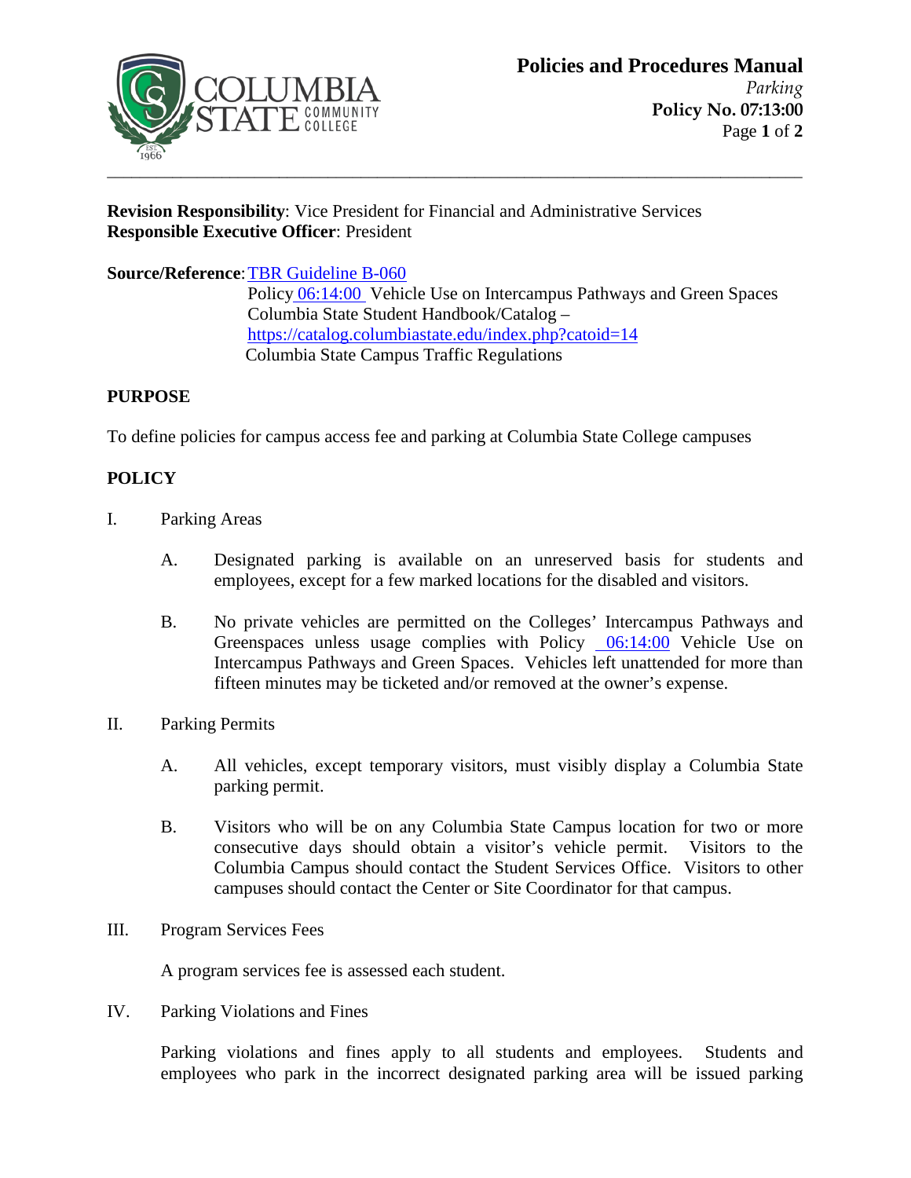# Policies and Procedures Manual

*Parking*

**Policy No. 07:13:00**

**Revision Responsibility**: Vice President for Financial and Administrative Services
**Responsible Executive Officer**: President

**Source/Reference**: TBR Guideline B-060
Policy 06:14:00 Vehicle Use on Intercampus Pathways and Green Spaces
Columbia State Student Handbook/Catalog – https://catalog.columbiastate.edu/index.php?catoid=14
Columbia State Campus Traffic Regulations

## PURPOSE

To define policies for campus access fee and parking at Columbia State College campuses

## POLICY

I. Parking Areas

A. Designated parking is available on an unreserved basis for students and employees, except for a few marked locations for the disabled and visitors.

B. No private vehicles are permitted on the Colleges' Intercampus Pathways and Greenspaces unless usage complies with Policy 06:14:00 Vehicle Use on Intercampus Pathways and Green Spaces. Vehicles left unattended for more than fifteen minutes may be ticketed and/or removed at the owner's expense.

II. Parking Permits

A. All vehicles, except temporary visitors, must visibly display a Columbia State parking permit.

B. Visitors who will be on any Columbia State Campus location for two or more consecutive days should obtain a visitor's vehicle permit. Visitors to the Columbia Campus should contact the Student Services Office. Visitors to other campuses should contact the Center or Site Coordinator for that campus.

III. Program Services Fees

A program services fee is assessed each student.

IV. Parking Violations and Fines

Parking violations and fines apply to all students and employees. Students and employees who park in the incorrect designated parking area will be issued parking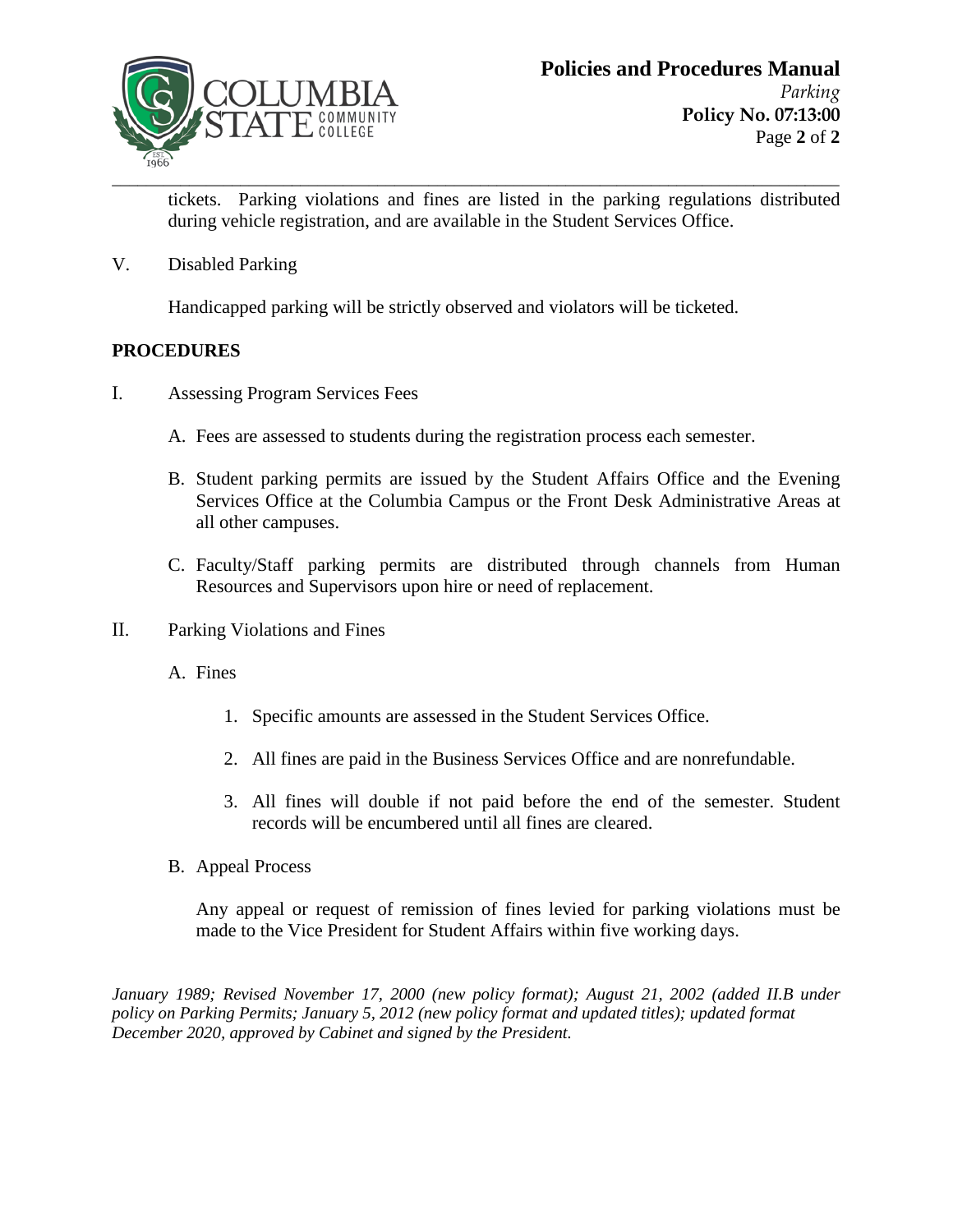tickets. Parking violations and fines are listed in the parking regulations distributed during vehicle registration, and are available in the Student Services Office.

V. Disabled Parking

Handicapped parking will be strictly observed and violators will be ticketed.

## PROCEDURES

I. Assessing Program Services Fees

A. Fees are assessed to students during the registration process each semester.

B. Student parking permits are issued by the Student Affairs Office and the Evening Services Office at the Columbia Campus or the Front Desk Administrative Areas at all other campuses.

C. Faculty/Staff parking permits are distributed through channels from Human Resources and Supervisors upon hire or need of replacement.

II. Parking Violations and Fines

A. Fines

1. Specific amounts are assessed in the Student Services Office.
2. All fines are paid in the Business Services Office and are nonrefundable.
3. All fines will double if not paid before the end of the semester. Student records will be encumbered until all fines are cleared.

B. Appeal Process

Any appeal or request of remission of fines levied for parking violations must be made to the Vice President for Student Affairs within five working days.

*January 1989; Revised November 17, 2000 (new policy format); August 21, 2002 (added II.B under policy on Parking Permits; January 5, 2012 (new policy format and updated titles); updated format December 2020, approved by Cabinet and signed by the President.*